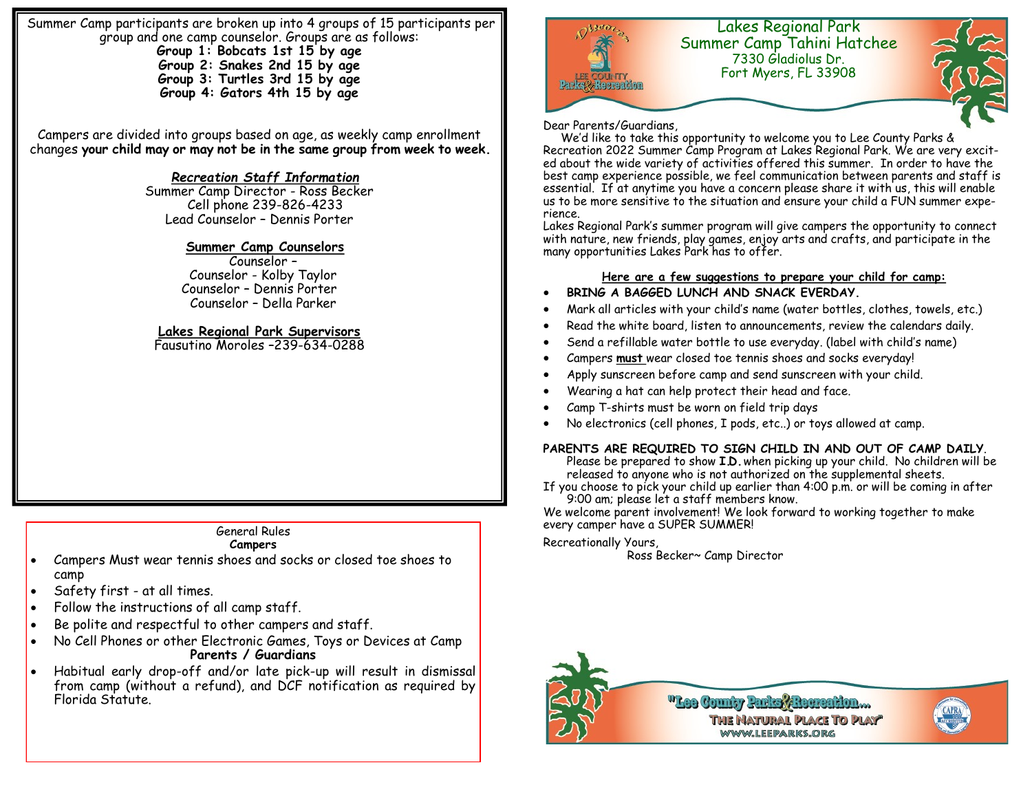Summer Camp participants are broken up into 4 groups of 15 participants per group and one camp counselor. Groups are as follows:

**Group 1: Bobcats 1st 15 by age**
**Group 2: Snakes 2nd 15 by age**
**Group 3: Turtles 3rd 15 by age**
**Group 4: Gators 4th 15 by age**

Campers are divided into groups based on age, as weekly camp enrollment changes **your child may or may not be in the same group from week to week.**

***Recreation Staff Information***

Summer Camp Director - Ross Becker
Cell phone 239-826-4233
Lead Counselor – Dennis Porter

**Summer Camp Counselors**

Counselor –
Counselor - Kolby Taylor
Counselor – Dennis Porter
Counselor – Della Parker

**Lakes Regional Park Supervisors**

Fausutino Moroles –239-634-0288

General Rules

**Campers**

- Campers Must wear tennis shoes and socks or closed toe shoes to camp
- Safety first - at all times.
- Follow the instructions of all camp staff.
- Be polite and respectful to other campers and staff.
- No Cell Phones or other Electronic Games, Toys or Devices at Camp

**Parents / Guardians**

- Habitual early drop-off and/or late pick-up will result in dismissal from camp (without a refund), and DCF notification as required by Florida Statute.

# Lakes Regional Park
## Summer Camp Tahini Hatchee

7330 Gladiolus Dr.
Fort Myers, FL 33908

Dear Parents/Guardians,

We'd like to take this opportunity to welcome you to Lee County Parks & Recreation 2022 Summer Camp Program at Lakes Regional Park. We are very excited about the wide variety of activities offered this summer. In order to have the best camp experience possible, we feel communication between parents and staff is essential. If at anytime you have a concern please share it with us, this will enable us to be more sensitive to the situation and ensure your child a FUN summer experience.

Lakes Regional Park's summer program will give campers the opportunity to connect with nature, new friends, play games, enjoy arts and crafts, and participate in the many opportunities Lakes Park has to offer.

**Here are a few suggestions to prepare your child for camp:**

- **BRING A BAGGED LUNCH AND SNACK EVERDAY.**
- Mark all articles with your child's name (water bottles, clothes, towels, etc.)
- Read the white board, listen to announcements, review the calendars daily.
- Send a refillable water bottle to use everyday. (label with child's name)
- Campers **must** wear closed toe tennis shoes and socks everyday!
- Apply sunscreen before camp and send sunscreen with your child.
- Wearing a hat can help protect their head and face.
- Camp T-shirts must be worn on field trip days
- No electronics (cell phones, I pods, etc..) or toys allowed at camp.

**PARENTS ARE REQUIRED TO SIGN CHILD IN AND OUT OF CAMP DAILY**.
Please be prepared to show **I.D.** when picking up your child. No children will be released to anyone who is not authorized on the supplemental sheets.
If you choose to pick your child up earlier than 4:00 p.m. or will be coming in after 9:00 am; please let a staff members know.
We welcome parent involvement! We look forward to working together to make every camper have a SUPER SUMMER!

Recreationally Yours,
Ross Becker~ Camp Director

"Lee County Parks & Recreation... The Natural Place To Play"
WWW.LEEPARKS.ORG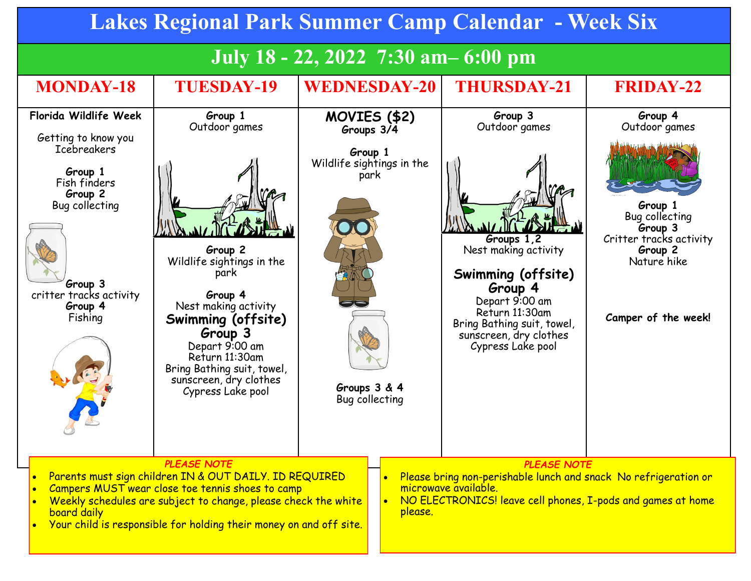# Lakes Regional Park Summer Camp Calendar - Week Six

## July 18 - 22, 2022 7:30 am– 6:00 pm

| MONDAY-18 | TUESDAY-19 | WEDNESDAY-20 | THURSDAY-21 | FRIDAY-22 |
|---|---|---|---|---|
| **Florida Wildlife Week**<br><br>Getting to know you Icebreakers<br><br>**Group 1**<br>Fish finders<br>**Group 2**<br>Bug collecting<br><br>**Group 3**<br>critter tracks activity<br>**Group 4**<br>Fishing | **Group 1**<br>Outdoor games<br><br>**Group 2**<br>Wildlife sightings in the park<br><br>**Group 4**<br>Nest making activity<br>**Swimming (offsite)**<br>**Group 3**<br>Depart 9:00 am<br>Return 11:30am<br>Bring Bathing suit, towel, sunscreen, dry clothes<br>Cypress Lake pool | **MOVIES ($2)**<br>**Groups 3/4**<br><br>**Group 1**<br>Wildlife sightings in the park<br><br>**Groups 3 & 4**<br>Bug collecting | **Group 3**<br>Outdoor games<br><br>**Groups 1,2**<br>Nest making activity<br><br>**Swimming (offsite)**<br>**Group 4**<br>Depart 9:00 am<br>Return 11:30am<br>Bring Bathing suit, towel, sunscreen, dry clothes<br>Cypress Lake pool | **Group 4**<br>Outdoor games<br><br>**Group 1**<br>Bug collecting<br>**Group 3**<br>Critter tracks activity<br>**Group 2**<br>Nature hike<br><br>**Camper of the week!** |

*PLEASE NOTE*

- Parents must sign children IN & OUT DAILY. ID REQUIRED
- Campers MUST wear close toe tennis shoes to camp
- Weekly schedules are subject to change, please check the white board daily
- Your child is responsible for holding their money on and off site.

*PLEASE NOTE*

- Please bring non-perishable lunch and snack No refrigeration or microwave available.
- NO ELECTRONICS! leave cell phones, I-pods and games at home please.